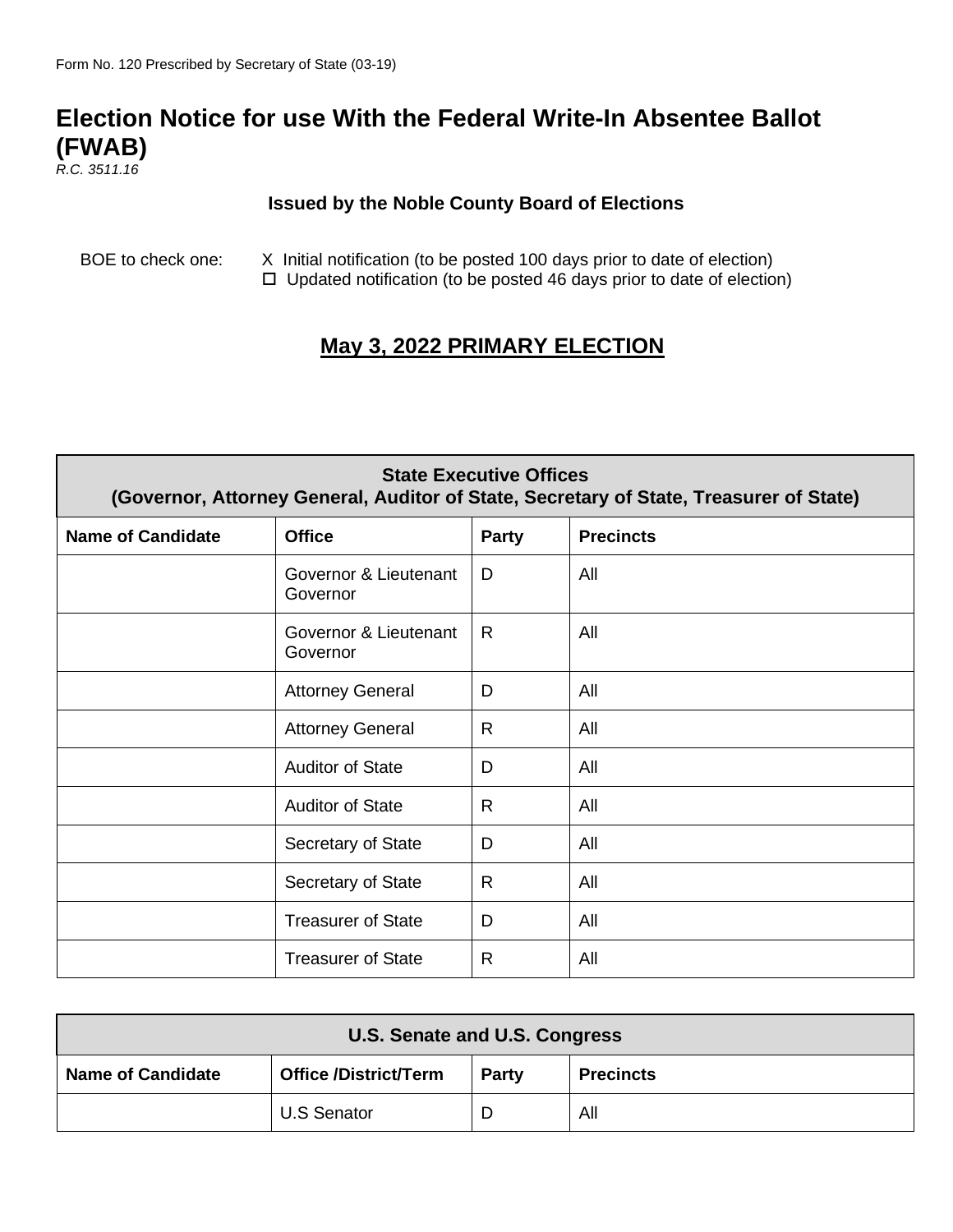Form No. 120 Prescribed by Secretary of State (03-19)

# Election Notice for use With the Federal Write-In Absentee Ballot (FWAB)

*R.C. 3511.16*

**Issued by the Noble County Board of Elections**

BOE to check one:
X Initial notification (to be posted 100 days prior to date of election)
☐ Updated notification (to be posted 46 days prior to date of election)

## May 3, 2022 PRIMARY ELECTION

| **State Executive Offices (Governor, Attorney General, Auditor of State, Secretary of State, Treasurer of State)** | | | |
|---|---|---|---|
| **Name of Candidate** | **Office** | **Party** | **Precincts** |
| | Governor & Lieutenant Governor | D | All |
| | Governor & Lieutenant Governor | R | All |
| | Attorney General | D | All |
| | Attorney General | R | All |
| | Auditor of State | D | All |
| | Auditor of State | R | All |
| | Secretary of State | D | All |
| | Secretary of State | R | All |
| | Treasurer of State | D | All |
| | Treasurer of State | R | All |

| **U.S. Senate and U.S. Congress** | | | |
|---|---|---|---|
| **Name of Candidate** | **Office /District/Term** | **Party** | **Precincts** |
| | U.S Senator | D | All |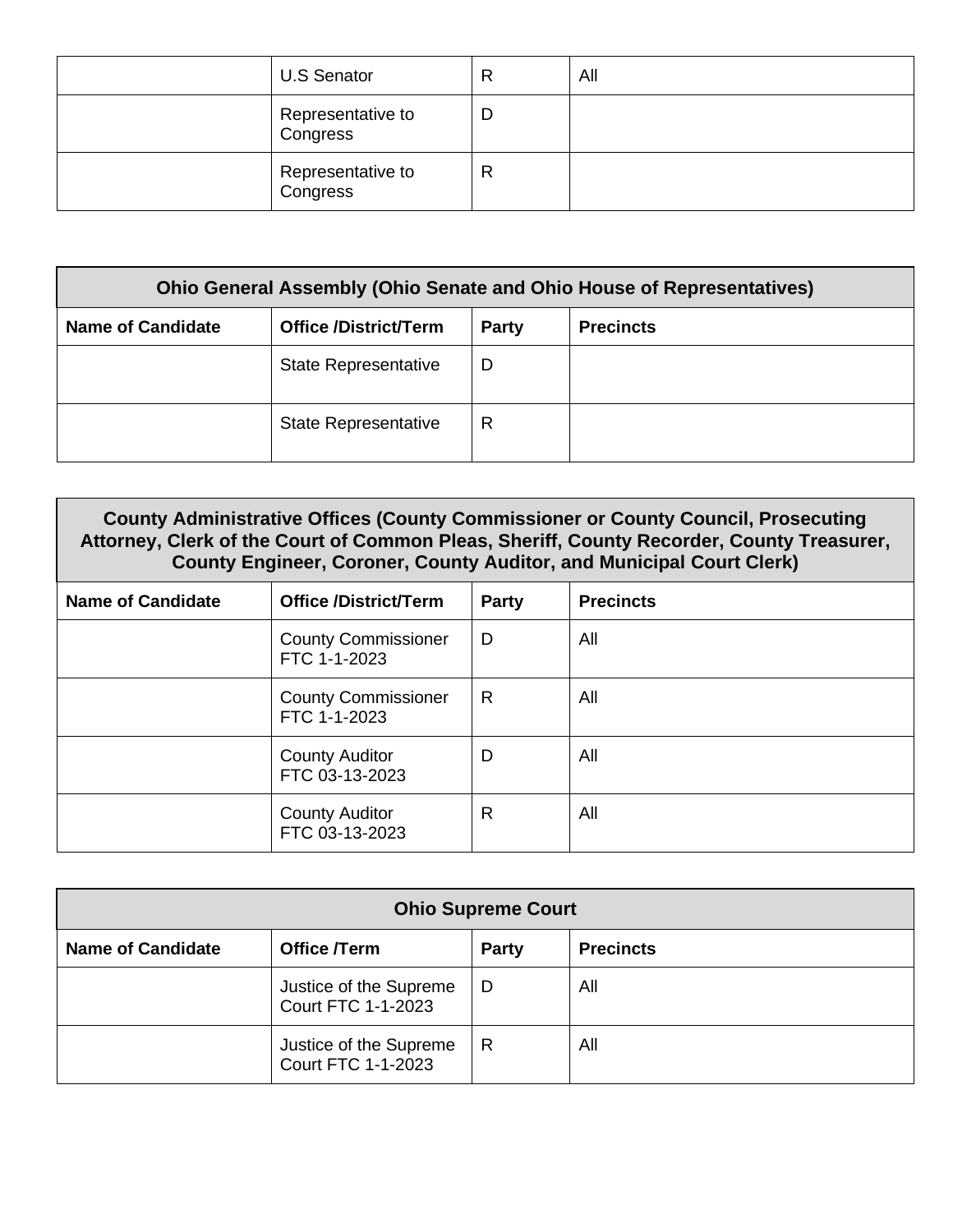|  | U.S Senator | R | All |
|---|---|---|---|
|  | Representative to Congress | D |  |
|  | Representative to Congress | R |  |

| Ohio General Assembly (Ohio Senate and Ohio House of Representatives) | | | |
|---|---|---|---|
| **Name of Candidate** | **Office /District/Term** | **Party** | **Precincts** |
|  | State Representative | D |  |
|  | State Representative | R |  |

| County Administrative Offices (County Commissioner or County Council, Prosecuting Attorney, Clerk of the Court of Common Pleas, Sheriff, County Recorder, County Treasurer, County Engineer, Coroner, County Auditor, and Municipal Court Clerk) | | | |
|---|---|---|---|
| **Name of Candidate** | **Office /District/Term** | **Party** | **Precincts** |
|  | County Commissioner FTC 1-1-2023 | D | All |
|  | County Commissioner FTC 1-1-2023 | R | All |
|  | County Auditor FTC 03-13-2023 | D | All |
|  | County Auditor FTC 03-13-2023 | R | All |

| Ohio Supreme Court | | | |
|---|---|---|---|
| **Name of Candidate** | **Office /Term** | **Party** | **Precincts** |
|  | Justice of the Supreme Court FTC 1-1-2023 | D | All |
|  | Justice of the Supreme Court FTC 1-1-2023 | R | All |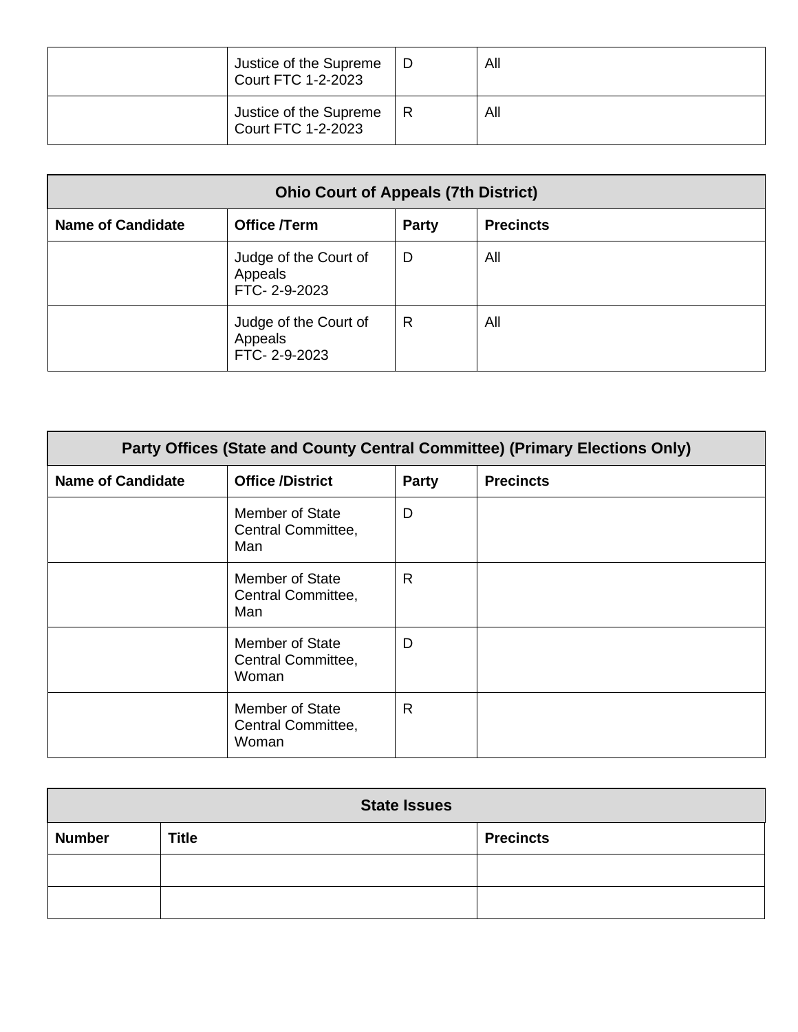| | | | |
|---|---|---|---|
| | Justice of the Supreme Court FTC 1-2-2023 | D | All |
| | Justice of the Supreme Court FTC 1-2-2023 | R | All |

| Ohio Court of Appeals (7th District) | | | |
|---|---|---|---|
| **Name of Candidate** | **Office /Term** | **Party** | **Precincts** |
| | Judge of the Court of Appeals FTC- 2-9-2023 | D | All |
| | Judge of the Court of Appeals FTC- 2-9-2023 | R | All |

| Party Offices (State and County Central Committee) (Primary Elections Only) | | | |
|---|---|---|---|
| **Name of Candidate** | **Office /District** | **Party** | **Precincts** |
| | Member of State Central Committee, Man | D | |
| | Member of State Central Committee, Man | R | |
| | Member of State Central Committee, Woman | D | |
| | Member of State Central Committee, Woman | R | |

| State Issues | | |
|---|---|---|
| **Number** | **Title** | **Precincts** |
| | | |
| | | |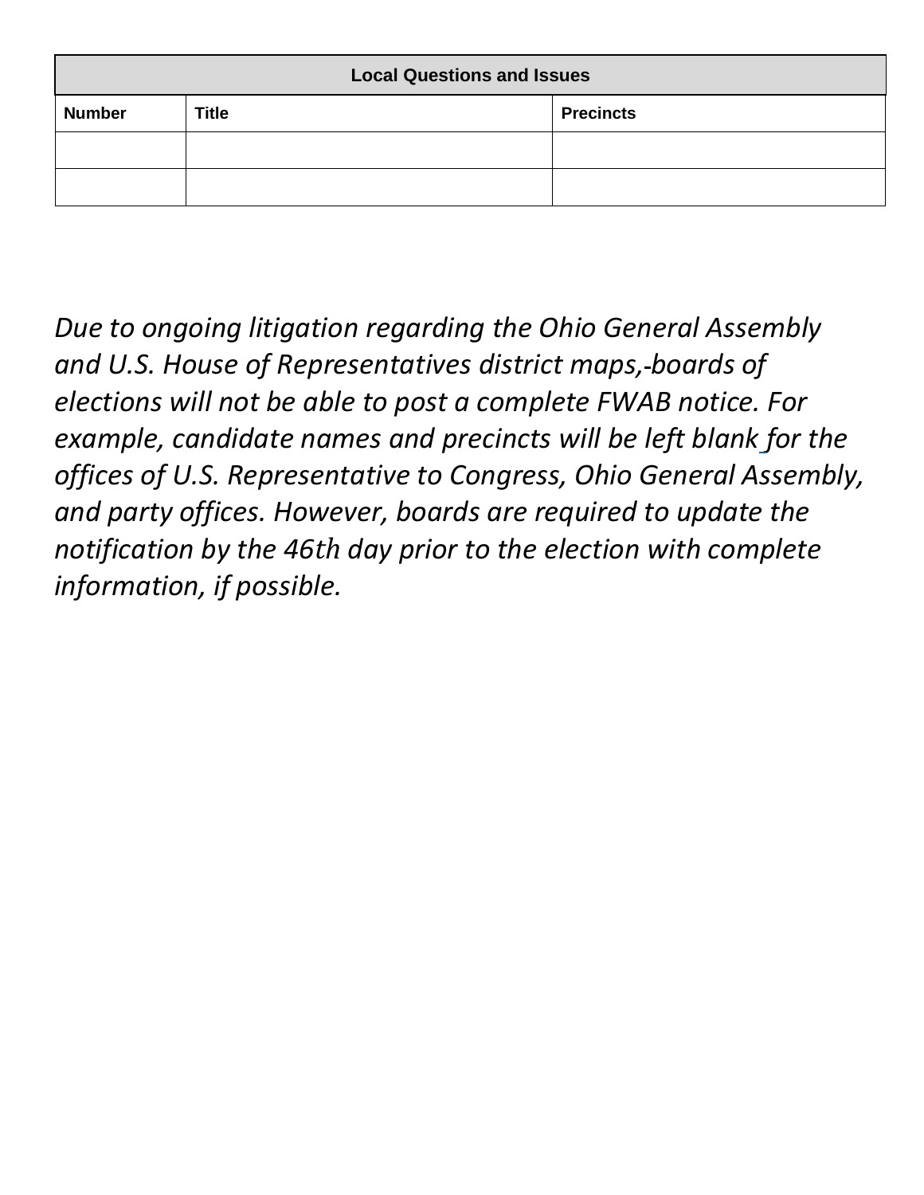| Local Questions and Issues | | |
|---|---|---|
| **Number** | **Title** | **Precincts** |
| | | |
| | | |

*Due to ongoing litigation regarding the Ohio General Assembly and U.S. House of Representatives district maps, boards of elections will not be able to post a complete FWAB notice. For example, candidate names and precincts will be left blank for the offices of U.S. Representative to Congress, Ohio General Assembly, and party offices. However, boards are required to update the notification by the 46th day prior to the election with complete information, if possible.*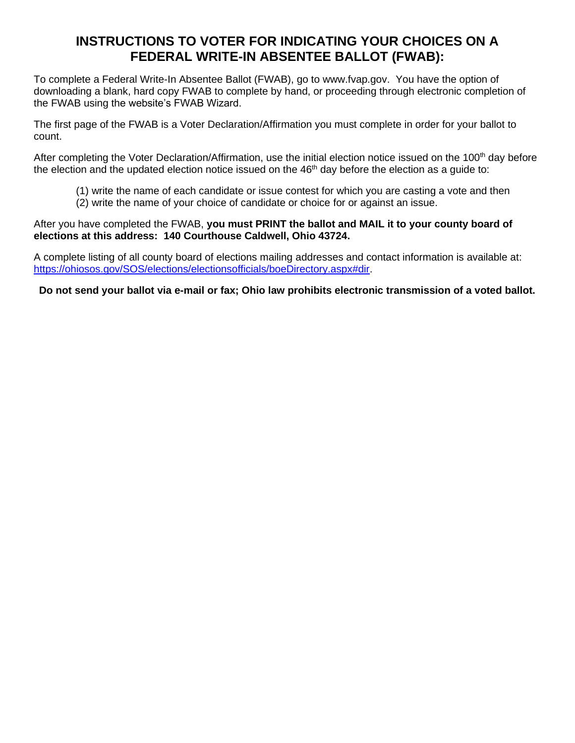# INSTRUCTIONS TO VOTER FOR INDICATING YOUR CHOICES ON A FEDERAL WRITE-IN ABSENTEE BALLOT (FWAB):

To complete a Federal Write-In Absentee Ballot (FWAB), go to www.fvap.gov. You have the option of downloading a blank, hard copy FWAB to complete by hand, or proceeding through electronic completion of the FWAB using the website's FWAB Wizard.

The first page of the FWAB is a Voter Declaration/Affirmation you must complete in order for your ballot to count.

After completing the Voter Declaration/Affirmation, use the initial election notice issued on the 100th day before the election and the updated election notice issued on the 46th day before the election as a guide to:

(1) write the name of each candidate or issue contest for which you are casting a vote and then
(2) write the name of your choice of candidate or choice for or against an issue.

After you have completed the FWAB, **you must PRINT the ballot and MAIL it to your county board of elections at this address: 140 Courthouse Caldwell, Ohio 43724.**

A complete listing of all county board of elections mailing addresses and contact information is available at: https://ohiosos.gov/SOS/elections/electionsofficials/boeDirectory.aspx#dir.

**Do not send your ballot via e-mail or fax; Ohio law prohibits electronic transmission of a voted ballot.**